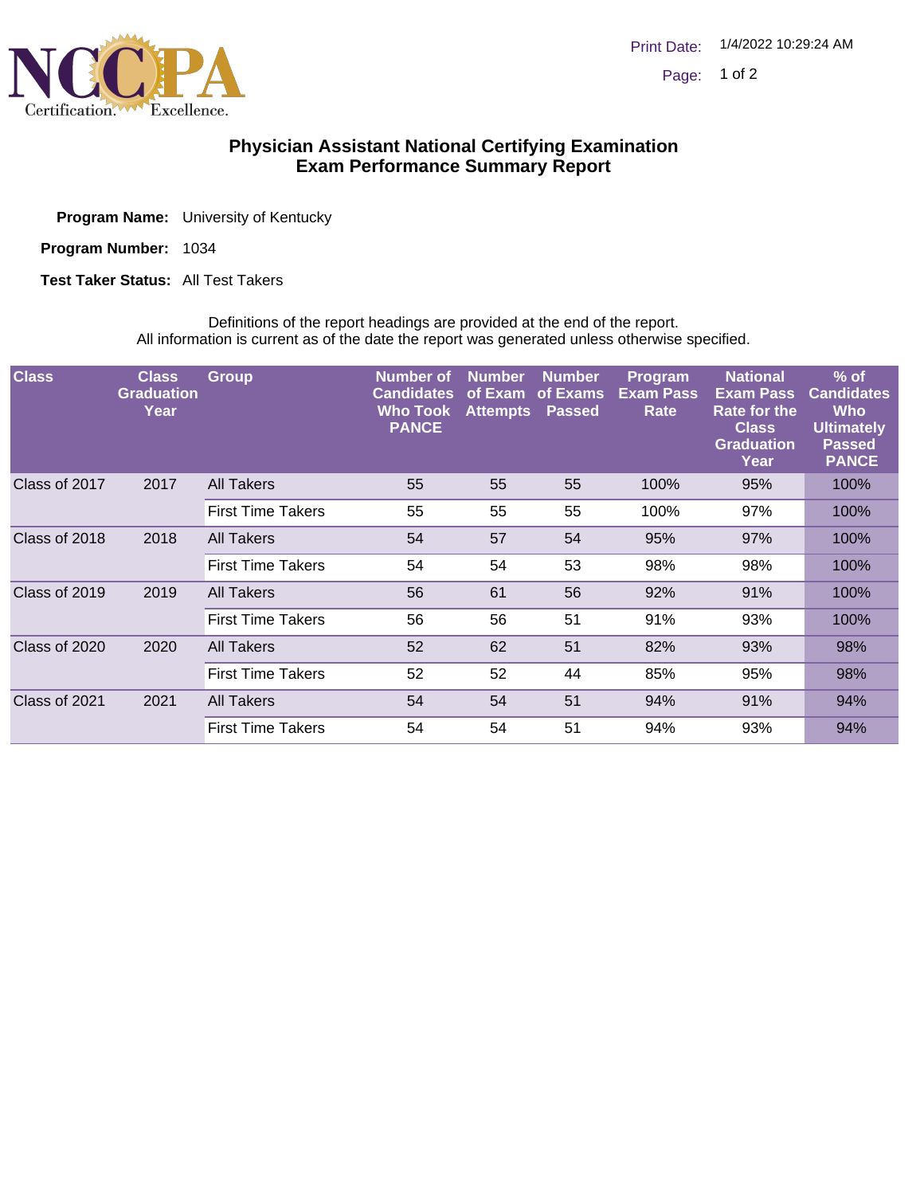# Physician Assistant National Certifying Examination
## Exam Performance Summary Report

**Program Name:** University of Kentucky

**Program Number:** 1034

**Test Taker Status:** All Test Takers

Definitions of the report headings are provided at the end of the report.
All information is current as of the date the report was generated unless otherwise specified.

| Class | Class Graduation Year | Group | Number of Candidates Who Took PANCE | Number of Exam Attempts | Number of Exams Passed | Program Exam Pass Rate | National Exam Pass Rate for the Class Graduation Year | % of Candidates Who Ultimately Passed PANCE |
|---|---|---|---|---|---|---|---|---|
| Class of 2017 | 2017 | All Takers | 55 | 55 | 55 | 100% | 95% | 100% |
| | | First Time Takers | 55 | 55 | 55 | 100% | 97% | 100% |
| Class of 2018 | 2018 | All Takers | 54 | 57 | 54 | 95% | 97% | 100% |
| | | First Time Takers | 54 | 54 | 53 | 98% | 98% | 100% |
| Class of 2019 | 2019 | All Takers | 56 | 61 | 56 | 92% | 91% | 100% |
| | | First Time Takers | 56 | 56 | 51 | 91% | 93% | 100% |
| Class of 2020 | 2020 | All Takers | 52 | 62 | 51 | 82% | 93% | 98% |
| | | First Time Takers | 52 | 52 | 44 | 85% | 95% | 98% |
| Class of 2021 | 2021 | All Takers | 54 | 54 | 51 | 94% | 91% | 94% |
| | | First Time Takers | 54 | 54 | 51 | 94% | 93% | 94% |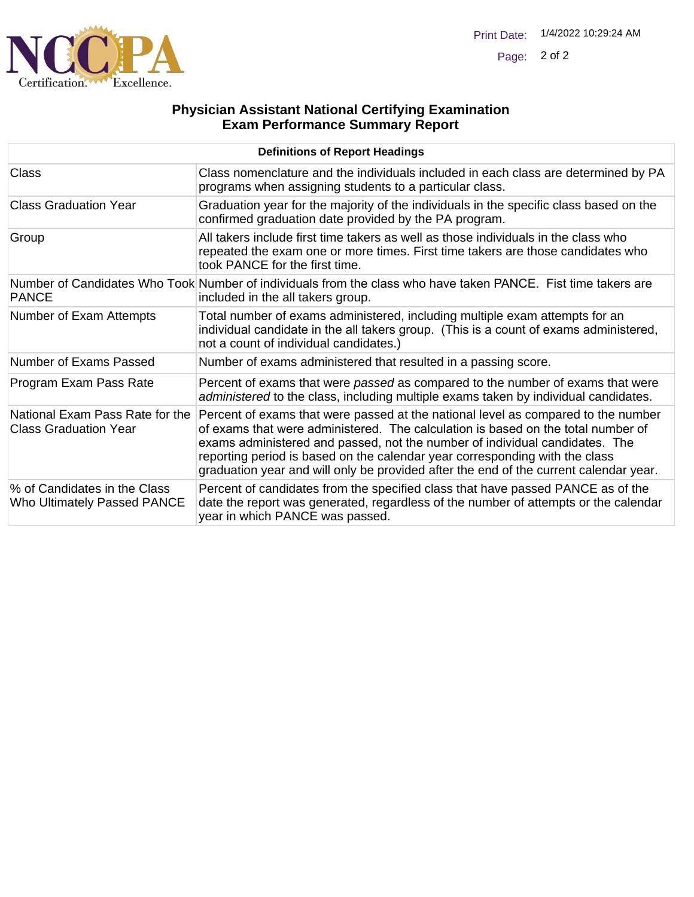# Physician Assistant National Certifying Examination
## Exam Performance Summary Report

| Definitions of Report Headings | |
|---|---|
| Class | Class nomenclature and the individuals included in each class are determined by PA programs when assigning students to a particular class. |
| Class Graduation Year | Graduation year for the majority of the individuals in the specific class based on the confirmed graduation date provided by the PA program. |
| Group | All takers include first time takers as well as those individuals in the class who repeated the exam one or more times. First time takers are those candidates who took PANCE for the first time. |
| Number of Candidates Who Took PANCE | Number of individuals from the class who have taken PANCE. Fist time takers are included in the all takers group. |
| Number of Exam Attempts | Total number of exams administered, including multiple exam attempts for an individual candidate in the all takers group. (This is a count of exams administered, not a count of individual candidates.) |
| Number of Exams Passed | Number of exams administered that resulted in a passing score. |
| Program Exam Pass Rate | Percent of exams that were *passed* as compared to the number of exams that were *administered* to the class, including multiple exams taken by individual candidates. |
| National Exam Pass Rate for the Class Graduation Year | Percent of exams that were passed at the national level as compared to the number of exams that were administered. The calculation is based on the total number of exams administered and passed, not the number of individual candidates. The reporting period is based on the calendar year corresponding with the class graduation year and will only be provided after the end of the current calendar year. |
| % of Candidates in the Class Who Ultimately Passed PANCE | Percent of candidates from the specified class that have passed PANCE as of the date the report was generated, regardless of the number of attempts or the calendar year in which PANCE was passed. |